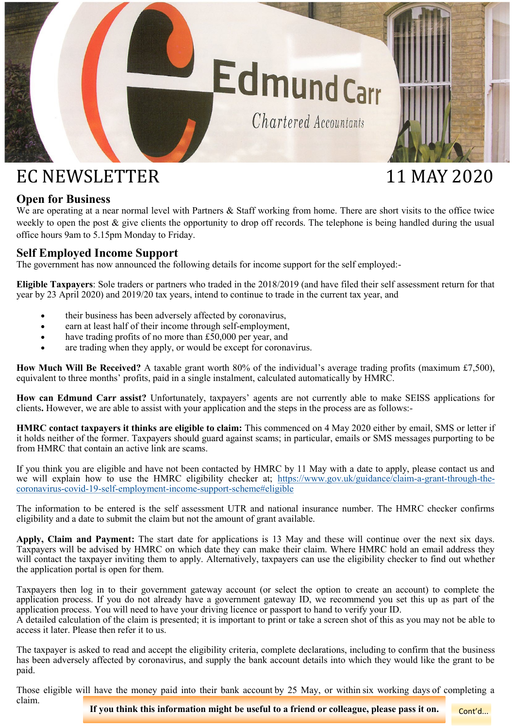# EC NEWSLETTER

11 MAY 2020

## Open for Business

We are operating at a near normal level with Partners & Staff working from home. There are short visits to the office twice weekly to open the post & give clients the opportunity to drop off records. The telephone is being handled during the usual office hours 9am to 5.15pm Monday to Friday.

## Self Employed Income Support

The government has now announced the following details for income support for the self employed:-

**Eligible Taxpayers**: Sole traders or partners who traded in the 2018/2019 (and have filed their self assessment return for that year by 23 April 2020) and 2019/20 tax years, intend to continue to trade in the current tax year, and

- their business has been adversely affected by coronavirus,
- earn at least half of their income through self-employment,
- have trading profits of no more than £50,000 per year, and
- are trading when they apply, or would be except for coronavirus.

**How Much Will Be Received?** A taxable grant worth 80% of the individual's average trading profits (maximum £7,500), equivalent to three months' profits, paid in a single instalment, calculated automatically by HMRC.

**How can Edmund Carr assist?** Unfortunately, taxpayers' agents are not currently able to make SEISS applications for clients**.** However, we are able to assist with your application and the steps in the process are as follows:-

**HMRC contact taxpayers it thinks are eligible to claim:** This commenced on 4 May 2020 either by email, SMS or letter if it holds neither of the former. Taxpayers should guard against scams; in particular, emails or SMS messages purporting to be from HMRC that contain an active link are scams.

If you think you are eligible and have not been contacted by HMRC by 11 May with a date to apply, please contact us and we will explain how to use the HMRC eligibility checker at; https://www.gov.uk/guidance/claim-a-grant-through-the-coronavirus-covid-19-self-employment-income-support-scheme#eligible

The information to be entered is the self assessment UTR and national insurance number. The HMRC checker confirms eligibility and a date to submit the claim but not the amount of grant available.

**Apply, Claim and Payment:** The start date for applications is 13 May and these will continue over the next six days. Taxpayers will be advised by HMRC on which date they can make their claim. Where HMRC hold an email address they will contact the taxpayer inviting them to apply. Alternatively, taxpayers can use the eligibility checker to find out whether the application portal is open for them.

Taxpayers then log in to their government gateway account (or select the option to create an account) to complete the application process. If you do not already have a government gateway ID, we recommend you set this up as part of the application process. You will need to have your driving licence or passport to hand to verify your ID.
A detailed calculation of the claim is presented; it is important to print or take a screen shot of this as you may not be able to access it later. Please then refer it to us.

The taxpayer is asked to read and accept the eligibility criteria, complete declarations, including to confirm that the business has been adversely affected by coronavirus, and supply the bank account details into which they would like the grant to be paid.

Those eligible will have the money paid into their bank account by 25 May, or within six working days of completing a claim.

**If you think this information might be useful to a friend or colleague, please pass it on.**

Cont'd...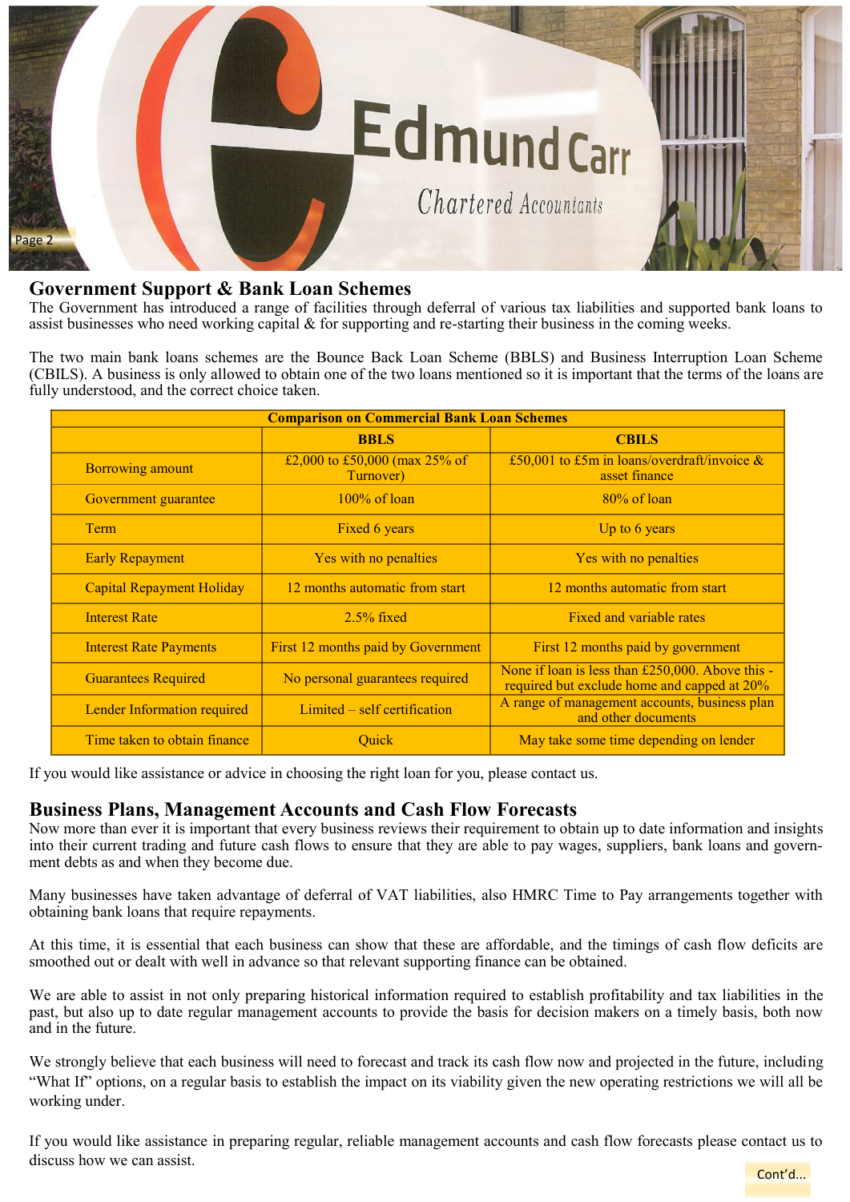## Government Support & Bank Loan Schemes

The Government has introduced a range of facilities through deferral of various tax liabilities and supported bank loans to assist businesses who need working capital & for supporting and re-starting their business in the coming weeks.

The two main bank loans schemes are the Bounce Back Loan Scheme (BBLS) and Business Interruption Loan Scheme (CBILS). A business is only allowed to obtain one of the two loans mentioned so it is important that the terms of the loans are fully understood, and the correct choice taken.

| Comparison on Commercial Bank Loan Schemes | | |
|---|---|---|
| | **BBLS** | **CBILS** |
| Borrowing amount | £2,000 to £50,000 (max 25% of Turnover) | £50,001 to £5m in loans/overdraft/invoice & asset finance |
| Government guarantee | 100% of loan | 80% of loan |
| Term | Fixed 6 years | Up to 6 years |
| Early Repayment | Yes with no penalties | Yes with no penalties |
| Capital Repayment Holiday | 12 months automatic from start | 12 months automatic from start |
| Interest Rate | 2.5% fixed | Fixed and variable rates |
| Interest Rate Payments | First 12 months paid by Government | First 12 months paid by government |
| Guarantees Required | No personal guarantees required | None if loan is less than £250,000. Above this - required but exclude home and capped at 20% |
| Lender Information required | Limited – self certification | A range of management accounts, business plan and other documents |
| Time taken to obtain finance | Quick | May take some time depending on lender |

If you would like assistance or advice in choosing the right loan for you, please contact us.

## Business Plans, Management Accounts and Cash Flow Forecasts

Now more than ever it is important that every business reviews their requirement to obtain up to date information and insights into their current trading and future cash flows to ensure that they are able to pay wages, suppliers, bank loans and government debts as and when they become due.

Many businesses have taken advantage of deferral of VAT liabilities, also HMRC Time to Pay arrangements together with obtaining bank loans that require repayments.

At this time, it is essential that each business can show that these are affordable, and the timings of cash flow deficits are smoothed out or dealt with well in advance so that relevant supporting finance can be obtained.

We are able to assist in not only preparing historical information required to establish profitability and tax liabilities in the past, but also up to date regular management accounts to provide the basis for decision makers on a timely basis, both now and in the future.

We strongly believe that each business will need to forecast and track its cash flow now and projected in the future, including "What If" options, on a regular basis to establish the impact on its viability given the new operating restrictions we will all be working under.

If you would like assistance in preparing regular, reliable management accounts and cash flow forecasts please contact us to discuss how we can assist.

Cont'd...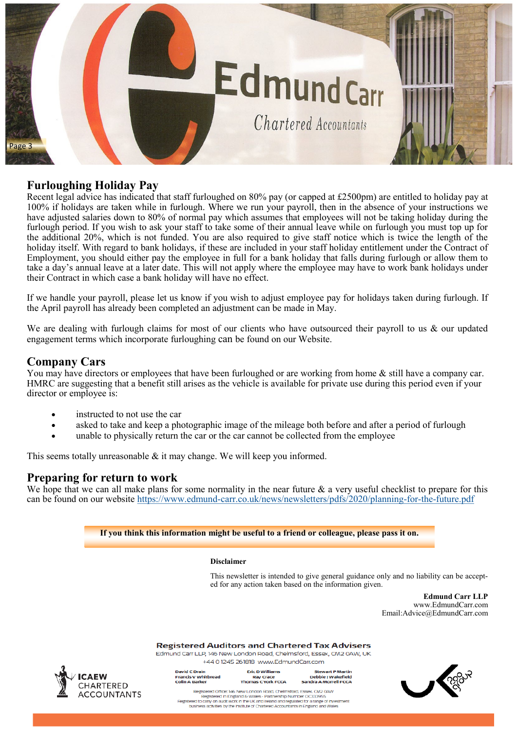## Furloughing Holiday Pay

Recent legal advice has indicated that staff furloughed on 80% pay (or capped at £2500pm) are entitled to holiday pay at 100% if holidays are taken while in furlough. Where we run your payroll, then in the absence of your instructions we have adjusted salaries down to 80% of normal pay which assumes that employees will not be taking holiday during the furlough period. If you wish to ask your staff to take some of their annual leave while on furlough you must top up for the additional 20%, which is not funded. You are also required to give staff notice which is twice the length of the holiday itself. With regard to bank holidays, if these are included in your staff holiday entitlement under the Contract of Employment, you should either pay the employee in full for a bank holiday that falls during furlough or allow them to take a day's annual leave at a later date. This will not apply where the employee may have to work bank holidays under their Contract in which case a bank holiday will have no effect.

If we handle your payroll, please let us know if you wish to adjust employee pay for holidays taken during furlough. If the April payroll has already been completed an adjustment can be made in May.

We are dealing with furlough claims for most of our clients who have outsourced their payroll to us & our updated engagement terms which incorporate furloughing can be found on our Website.

## Company Cars

You may have directors or employees that have been furloughed or are working from home & still have a company car. HMRC are suggesting that a benefit still arises as the vehicle is available for private use during this period even if your director or employee is:

- instructed to not use the car
- asked to take and keep a photographic image of the mileage both before and after a period of furlough
- unable to physically return the car or the car cannot be collected from the employee

This seems totally unreasonable & it may change. We will keep you informed.

## Preparing for return to work

We hope that we can all make plans for some normality in the near future & a very useful checklist to prepare for this can be found on our website https://www.edmund-carr.co.uk/news/newsletters/pdfs/2020/planning-for-the-future.pdf

**If you think this information might be useful to a friend or colleague, please pass it on.**

**Disclaimer**

This newsletter is intended to give general guidance only and no liability can be accepted for any action taken based on the information given.

**Edmund Carr LLP**
www.EdmundCarr.com
Email:Advice@EdmundCarr.com

**Registered Auditors and Chartered Tax Advisers**
Edmund Carr LLP, 146 New London Road, Chelmsford, Essex, CM2 0AW, UK
+44 0 1245 261818 www.EdmundCarr.com

| | | |
|---|---|---|
| David C Drain | Eric D Williams | Stewart P Martin |
| Francis V Whitbread | Ray Crace | Debbie J Wakefield |
| Colin A Barker | Thomas C York FCCA | Sandra A Morrell FCCA |

Registered Office: 146 New London Road, Chelmsford, Essex, CM2 0AW
Registered in England & Wales - Partnership Number OC333955
Registered to carry on audit work in the UK and Ireland and regulated for a range of investment business activities by the Institute of Chartered Accountants in England and Wales

ICAEW CHARTERED ACCOUNTANTS